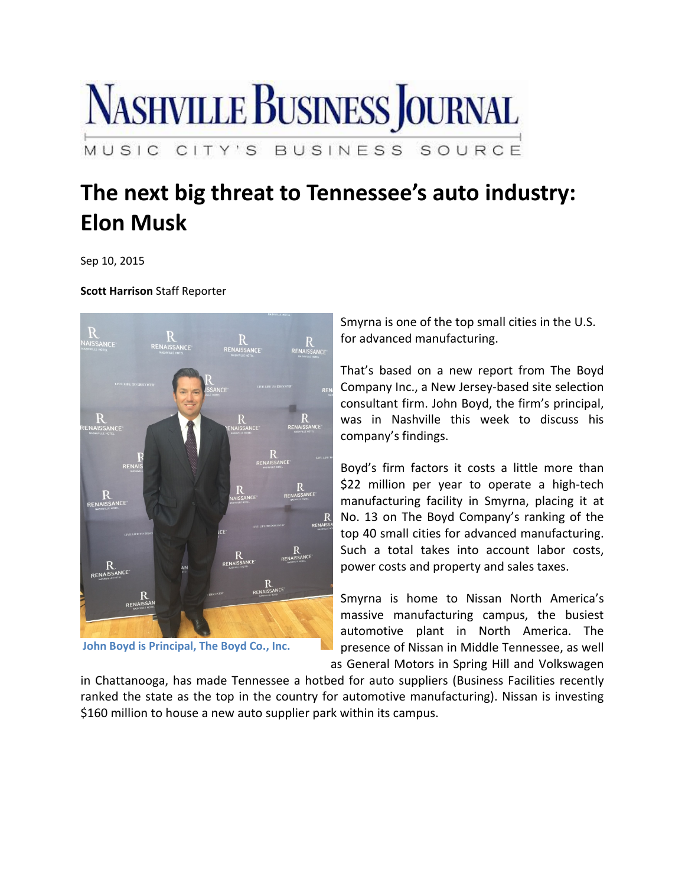# Nashville Business Journal

MUSIC CITY'S BUSINESS SOURCE

## The next big threat to Tennessee's auto industry: Elon Musk

Sep 10, 2015

**Scott Harrison** Staff Reporter

John Boyd is Principal, The Boyd Co., Inc.

Smyrna is one of the top small cities in the U.S. for advanced manufacturing.

That's based on a new report from The Boyd Company Inc., a New Jersey-based site selection consultant firm. John Boyd, the firm's principal, was in Nashville this week to discuss his company's findings.

Boyd's firm factors it costs a little more than $22 million per year to operate a high-tech manufacturing facility in Smyrna, placing it at No. 13 on The Boyd Company's ranking of the top 40 small cities for advanced manufacturing. Such a total takes into account labor costs, power costs and property and sales taxes.

Smyrna is home to Nissan North America's massive manufacturing campus, the busiest automotive plant in North America. The presence of Nissan in Middle Tennessee, as well as General Motors in Spring Hill and Volkswagen in Chattanooga, has made Tennessee a hotbed for auto suppliers (Business Facilities recently ranked the state as the top in the country for automotive manufacturing). Nissan is investing $160 million to house a new auto supplier park within its campus.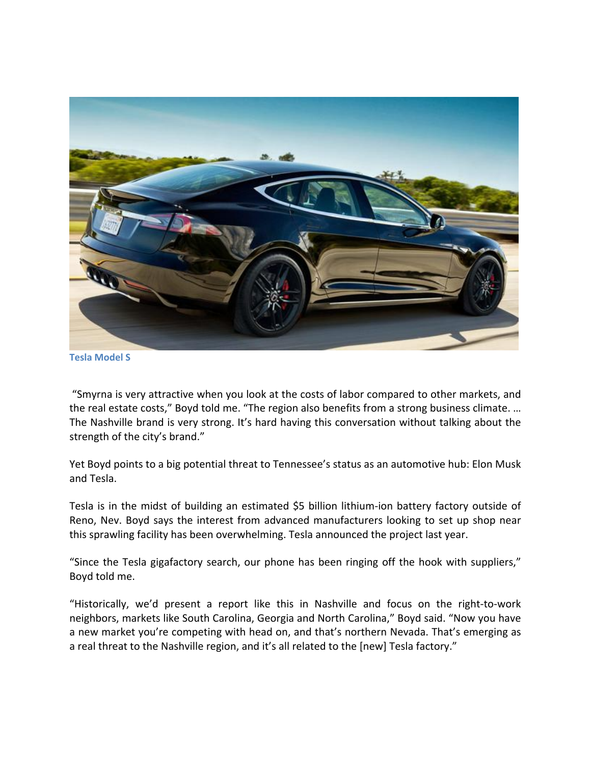Tesla Model S

"Smyrna is very attractive when you look at the costs of labor compared to other markets, and the real estate costs," Boyd told me. "The region also benefits from a strong business climate. … The Nashville brand is very strong. It's hard having this conversation without talking about the strength of the city's brand."

Yet Boyd points to a big potential threat to Tennessee's status as an automotive hub: Elon Musk and Tesla.

Tesla is in the midst of building an estimated $5 billion lithium-ion battery factory outside of Reno, Nev. Boyd says the interest from advanced manufacturers looking to set up shop near this sprawling facility has been overwhelming. Tesla announced the project last year.

"Since the Tesla gigafactory search, our phone has been ringing off the hook with suppliers," Boyd told me.

"Historically, we'd present a report like this in Nashville and focus on the right-to-work neighbors, markets like South Carolina, Georgia and North Carolina," Boyd said. "Now you have a new market you're competing with head on, and that's northern Nevada. That's emerging as a real threat to the Nashville region, and it's all related to the [new] Tesla factory."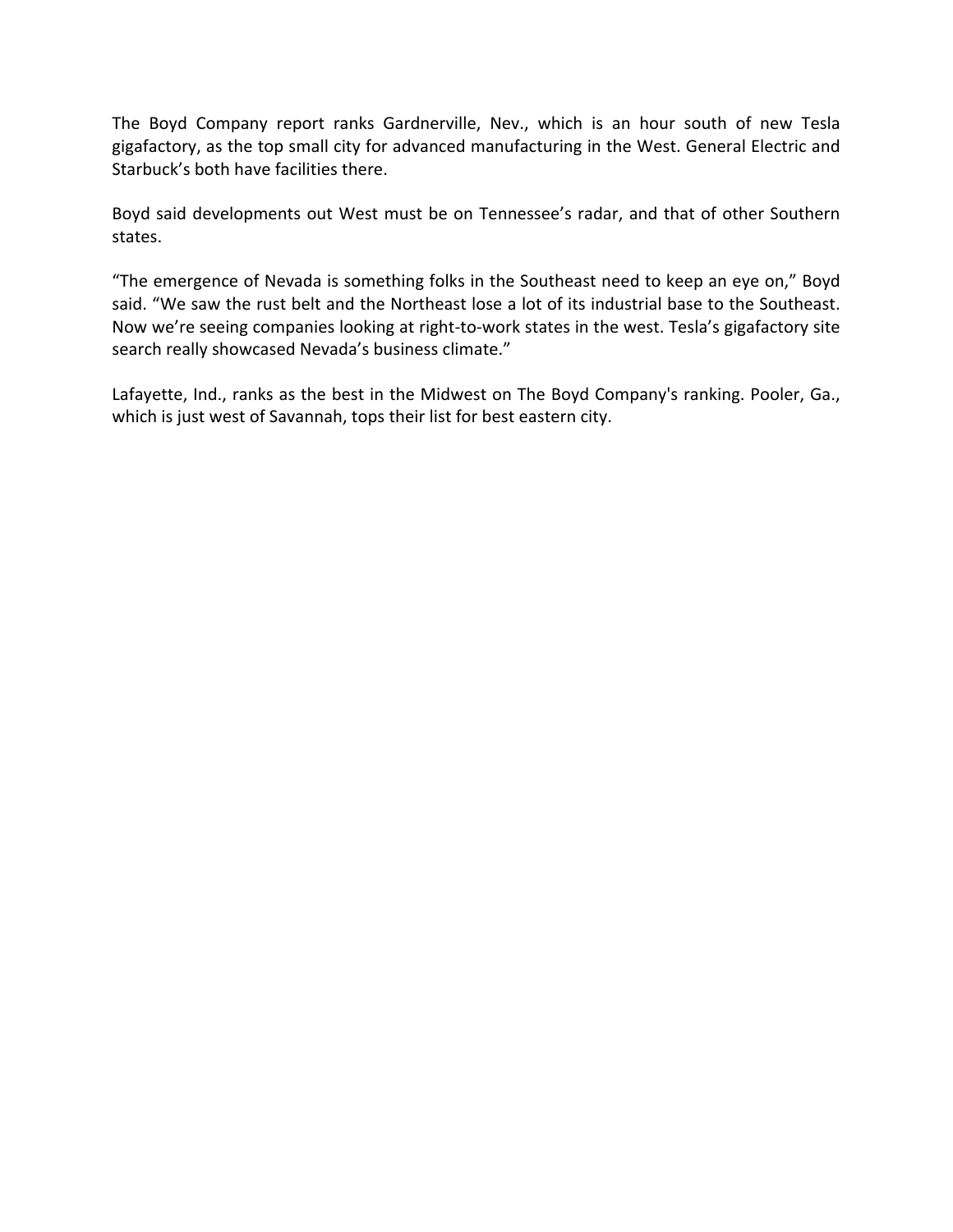The Boyd Company report ranks Gardnerville, Nev., which is an hour south of new Tesla gigafactory, as the top small city for advanced manufacturing in the West. General Electric and Starbuck's both have facilities there.

Boyd said developments out West must be on Tennessee's radar, and that of other Southern states.

"The emergence of Nevada is something folks in the Southeast need to keep an eye on," Boyd said. "We saw the rust belt and the Northeast lose a lot of its industrial base to the Southeast. Now we're seeing companies looking at right-to-work states in the west. Tesla's gigafactory site search really showcased Nevada's business climate."

Lafayette, Ind., ranks as the best in the Midwest on The Boyd Company's ranking. Pooler, Ga., which is just west of Savannah, tops their list for best eastern city.